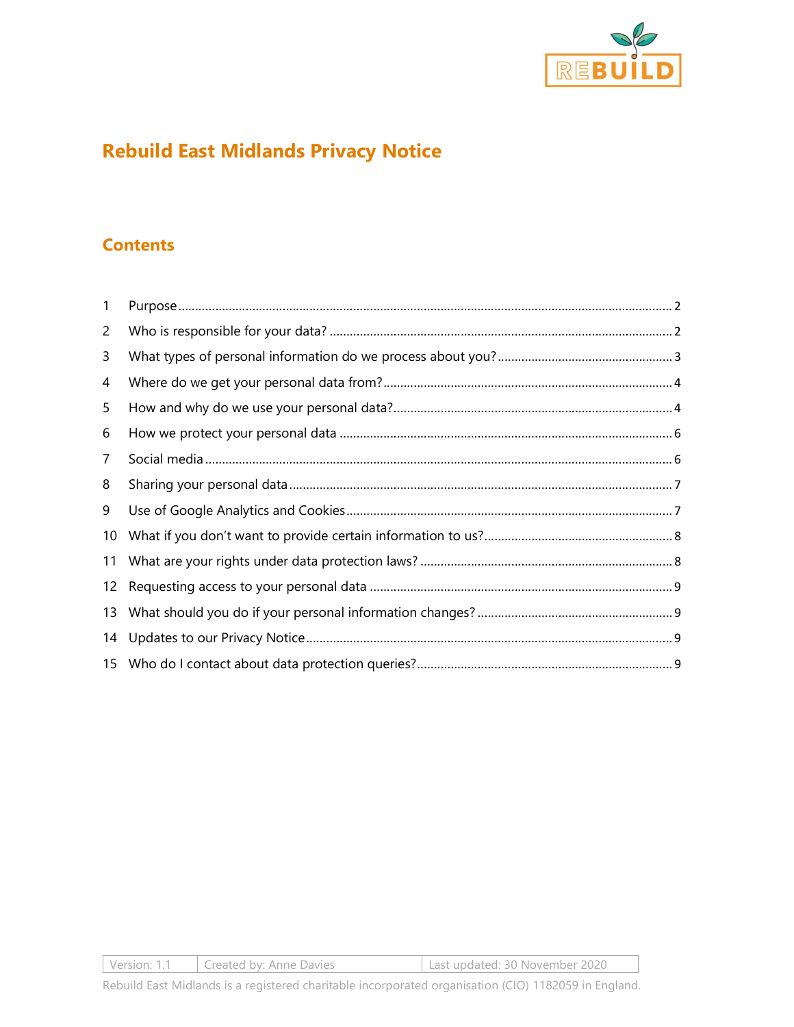# Rebuild East Midlands Privacy Notice

## Contents

| | | |
|---|---|---|
| 1 | Purpose | 2 |
| 2 | Who is responsible for your data? | 2 |
| 3 | What types of personal information do we process about you? | 3 |
| 4 | Where do we get your personal data from? | 4 |
| 5 | How and why do we use your personal data? | 4 |
| 6 | How we protect your personal data | 6 |
| 7 | Social media | 6 |
| 8 | Sharing your personal data | 7 |
| 9 | Use of Google Analytics and Cookies | 7 |
| 10 | What if you don't want to provide certain information to us? | 8 |
| 11 | What are your rights under data protection laws? | 8 |
| 12 | Requesting access to your personal data | 9 |
| 13 | What should you do if your personal information changes? | 9 |
| 14 | Updates to our Privacy Notice | 9 |
| 15 | Who do I contact about data protection queries? | 9 |

| Version: 1.1 | Created by: Anne Davies | Last updated: 30 November 2020 |
|---|---|---|

Rebuild East Midlands is a registered charitable incorporated organisation (CIO) 1182059 in England.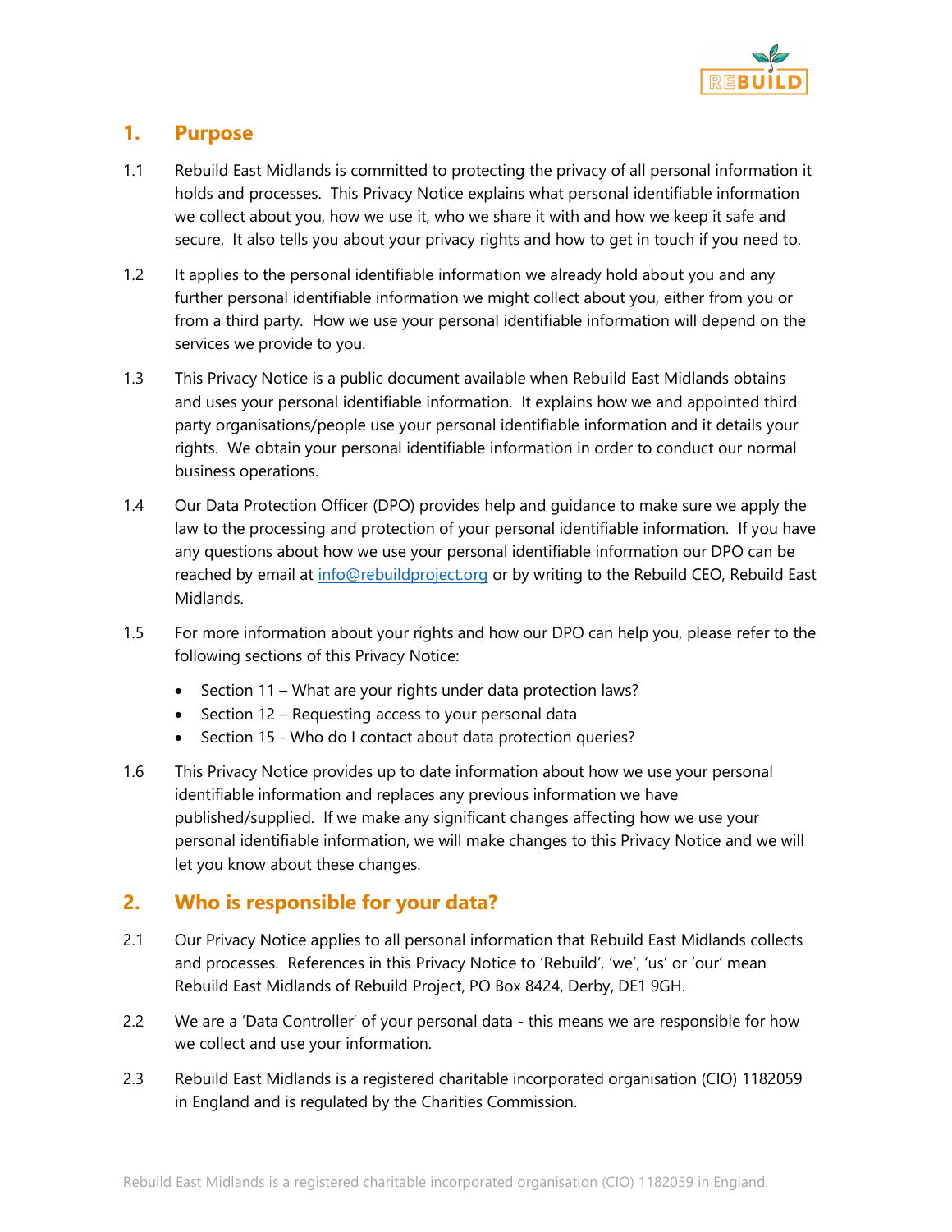## 1. Purpose

1.1 Rebuild East Midlands is committed to protecting the privacy of all personal information it holds and processes. This Privacy Notice explains what personal identifiable information we collect about you, how we use it, who we share it with and how we keep it safe and secure. It also tells you about your privacy rights and how to get in touch if you need to.

1.2 It applies to the personal identifiable information we already hold about you and any further personal identifiable information we might collect about you, either from you or from a third party. How we use your personal identifiable information will depend on the services we provide to you.

1.3 This Privacy Notice is a public document available when Rebuild East Midlands obtains and uses your personal identifiable information. It explains how we and appointed third party organisations/people use your personal identifiable information and it details your rights. We obtain your personal identifiable information in order to conduct our normal business operations.

1.4 Our Data Protection Officer (DPO) provides help and guidance to make sure we apply the law to the processing and protection of your personal identifiable information. If you have any questions about how we use your personal identifiable information our DPO can be reached by email at info@rebuildproject.org or by writing to the Rebuild CEO, Rebuild East Midlands.

1.5 For more information about your rights and how our DPO can help you, please refer to the following sections of this Privacy Notice:

- Section 11 – What are your rights under data protection laws?
- Section 12 – Requesting access to your personal data
- Section 15 - Who do I contact about data protection queries?

1.6 This Privacy Notice provides up to date information about how we use your personal identifiable information and replaces any previous information we have published/supplied. If we make any significant changes affecting how we use your personal identifiable information, we will make changes to this Privacy Notice and we will let you know about these changes.

## 2. Who is responsible for your data?

2.1 Our Privacy Notice applies to all personal information that Rebuild East Midlands collects and processes. References in this Privacy Notice to 'Rebuild', 'we', 'us' or 'our' mean Rebuild East Midlands of Rebuild Project, PO Box 8424, Derby, DE1 9GH.

2.2 We are a 'Data Controller' of your personal data - this means we are responsible for how we collect and use your information.

2.3 Rebuild East Midlands is a registered charitable incorporated organisation (CIO) 1182059 in England and is regulated by the Charities Commission.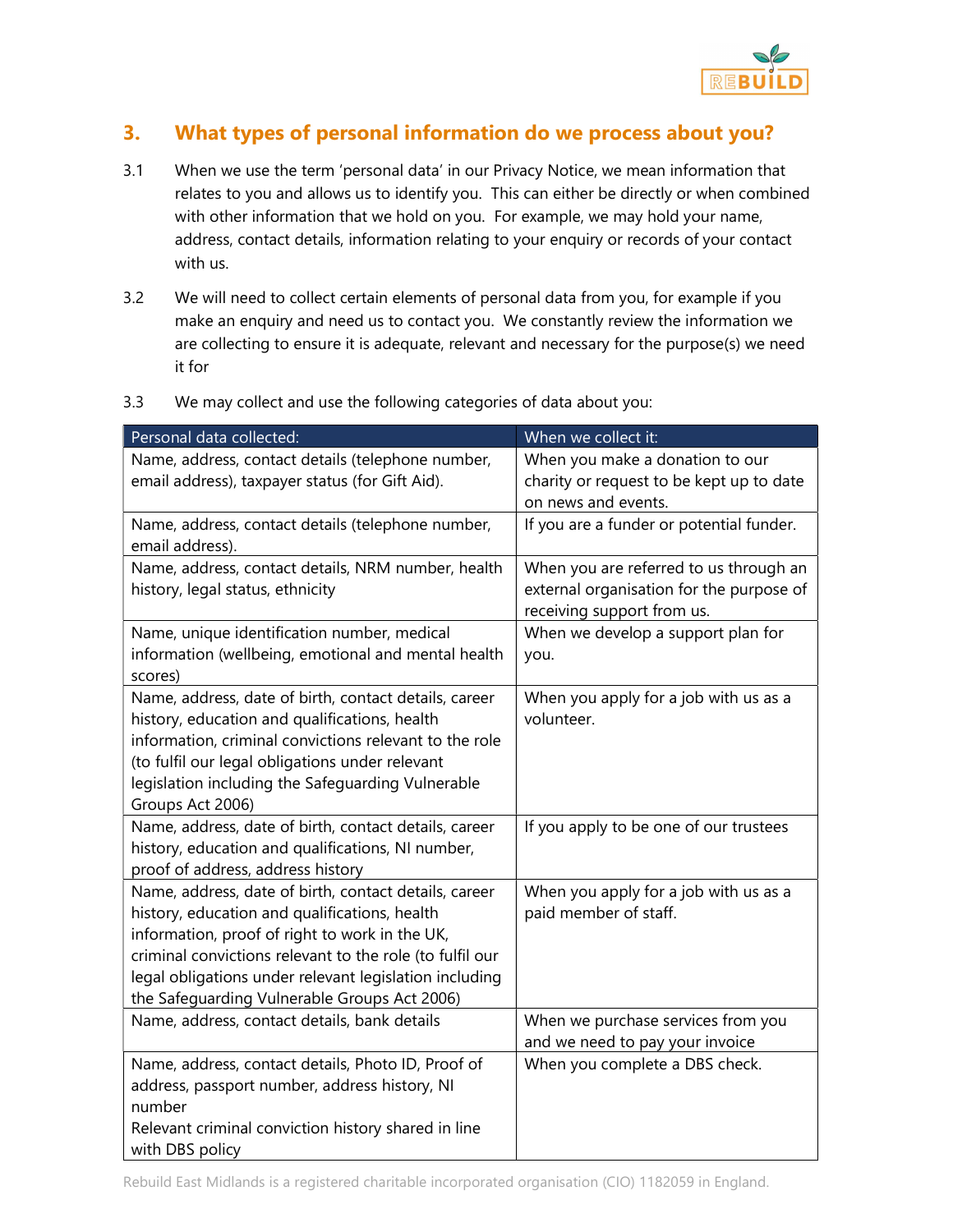## 3. What types of personal information do we process about you?

3.1 When we use the term 'personal data' in our Privacy Notice, we mean information that relates to you and allows us to identify you. This can either be directly or when combined with other information that we hold on you. For example, we may hold your name, address, contact details, information relating to your enquiry or records of your contact with us.

3.2 We will need to collect certain elements of personal data from you, for example if you make an enquiry and need us to contact you. We constantly review the information we are collecting to ensure it is adequate, relevant and necessary for the purpose(s) we need it for

3.3 We may collect and use the following categories of data about you:

| Personal data collected: | When we collect it: |
|---|---|
| Name, address, contact details (telephone number, email address), taxpayer status (for Gift Aid). | When you make a donation to our charity or request to be kept up to date on news and events. |
| Name, address, contact details (telephone number, email address). | If you are a funder or potential funder. |
| Name, address, contact details, NRM number, health history, legal status, ethnicity | When you are referred to us through an external organisation for the purpose of receiving support from us. |
| Name, unique identification number, medical information (wellbeing, emotional and mental health scores) | When we develop a support plan for you. |
| Name, address, date of birth, contact details, career history, education and qualifications, health information, criminal convictions relevant to the role (to fulfil our legal obligations under relevant legislation including the Safeguarding Vulnerable Groups Act 2006) | When you apply for a job with us as a volunteer. |
| Name, address, date of birth, contact details, career history, education and qualifications, NI number, proof of address, address history | If you apply to be one of our trustees |
| Name, address, date of birth, contact details, career history, education and qualifications, health information, proof of right to work in the UK, criminal convictions relevant to the role (to fulfil our legal obligations under relevant legislation including the Safeguarding Vulnerable Groups Act 2006) | When you apply for a job with us as a paid member of staff. |
| Name, address, contact details, bank details | When we purchase services from you and we need to pay your invoice |
| Name, address, contact details, Photo ID, Proof of address, passport number, address history, NI number<br>Relevant criminal conviction history shared in line with DBS policy | When you complete a DBS check. |

Rebuild East Midlands is a registered charitable incorporated organisation (CIO) 1182059 in England.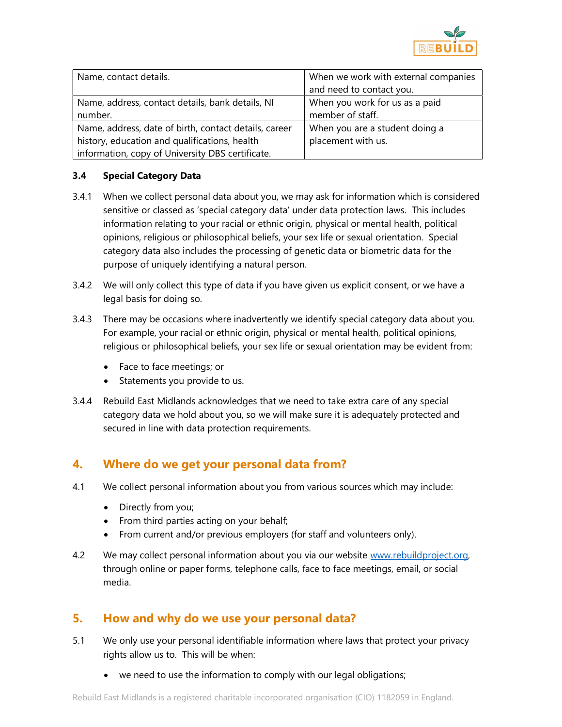| Name, contact details. | When we work with external companies and need to contact you. |
|---|---|
| Name, address, contact details, bank details, NI number. | When you work for us as a paid member of staff. |
| Name, address, date of birth, contact details, career history, education and qualifications, health information, copy of University DBS certificate. | When you are a student doing a placement with us. |

### 3.4 Special Category Data

3.4.1 When we collect personal data about you, we may ask for information which is considered sensitive or classed as 'special category data' under data protection laws. This includes information relating to your racial or ethnic origin, physical or mental health, political opinions, religious or philosophical beliefs, your sex life or sexual orientation. Special category data also includes the processing of genetic data or biometric data for the purpose of uniquely identifying a natural person.

3.4.2 We will only collect this type of data if you have given us explicit consent, or we have a legal basis for doing so.

3.4.3 There may be occasions where inadvertently we identify special category data about you. For example, your racial or ethnic origin, physical or mental health, political opinions, religious or philosophical beliefs, your sex life or sexual orientation may be evident from:

- Face to face meetings; or
- Statements you provide to us.

3.4.4 Rebuild East Midlands acknowledges that we need to take extra care of any special category data we hold about you, so we will make sure it is adequately protected and secured in line with data protection requirements.

## 4. Where do we get your personal data from?

4.1 We collect personal information about you from various sources which may include:

- Directly from you;
- From third parties acting on your behalf;
- From current and/or previous employers (for staff and volunteers only).

4.2 We may collect personal information about you via our website [www.rebuildproject.org](www.rebuildproject.org), through online or paper forms, telephone calls, face to face meetings, email, or social media.

## 5. How and why do we use your personal data?

5.1 We only use your personal identifiable information where laws that protect your privacy rights allow us to. This will be when:

- we need to use the information to comply with our legal obligations;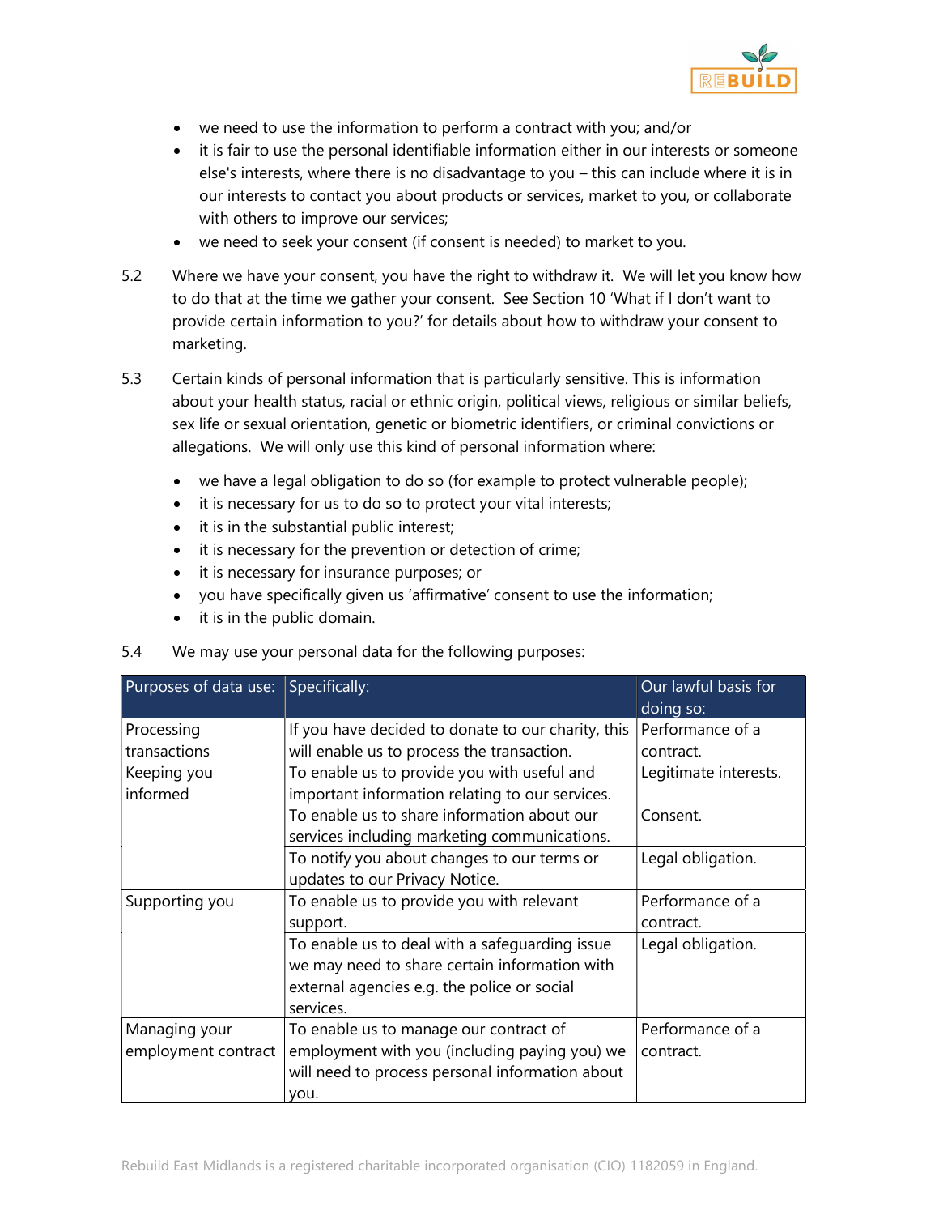- we need to use the information to perform a contract with you; and/or
- it is fair to use the personal identifiable information either in our interests or someone else's interests, where there is no disadvantage to you – this can include where it is in our interests to contact you about products or services, market to you, or collaborate with others to improve our services;
- we need to seek your consent (if consent is needed) to market to you.

5.2 Where we have your consent, you have the right to withdraw it. We will let you know how to do that at the time we gather your consent. See Section 10 'What if I don't want to provide certain information to you?' for details about how to withdraw your consent to marketing.

5.3 Certain kinds of personal information that is particularly sensitive. This is information about your health status, racial or ethnic origin, political views, religious or similar beliefs, sex life or sexual orientation, genetic or biometric identifiers, or criminal convictions or allegations. We will only use this kind of personal information where:

- we have a legal obligation to do so (for example to protect vulnerable people);
- it is necessary for us to do so to protect your vital interests;
- it is in the substantial public interest;
- it is necessary for the prevention or detection of crime;
- it is necessary for insurance purposes; or
- you have specifically given us 'affirmative' consent to use the information;
- it is in the public domain.

5.4 We may use your personal data for the following purposes:

| Purposes of data use: | Specifically: | Our lawful basis for doing so: |
| --- | --- | --- |
| Processing transactions | If you have decided to donate to our charity, this will enable us to process the transaction. | Performance of a contract. |
| Keeping you informed | To enable us to provide you with useful and important information relating to our services. | Legitimate interests. |
| | To enable us to share information about our services including marketing communications. | Consent. |
| | To notify you about changes to our terms or updates to our Privacy Notice. | Legal obligation. |
| Supporting you | To enable us to provide you with relevant support. | Performance of a contract. |
| | To enable us to deal with a safeguarding issue we may need to share certain information with external agencies e.g. the police or social services. | Legal obligation. |
| Managing your employment contract | To enable us to manage our contract of employment with you (including paying you) we will need to process personal information about you. | Performance of a contract. |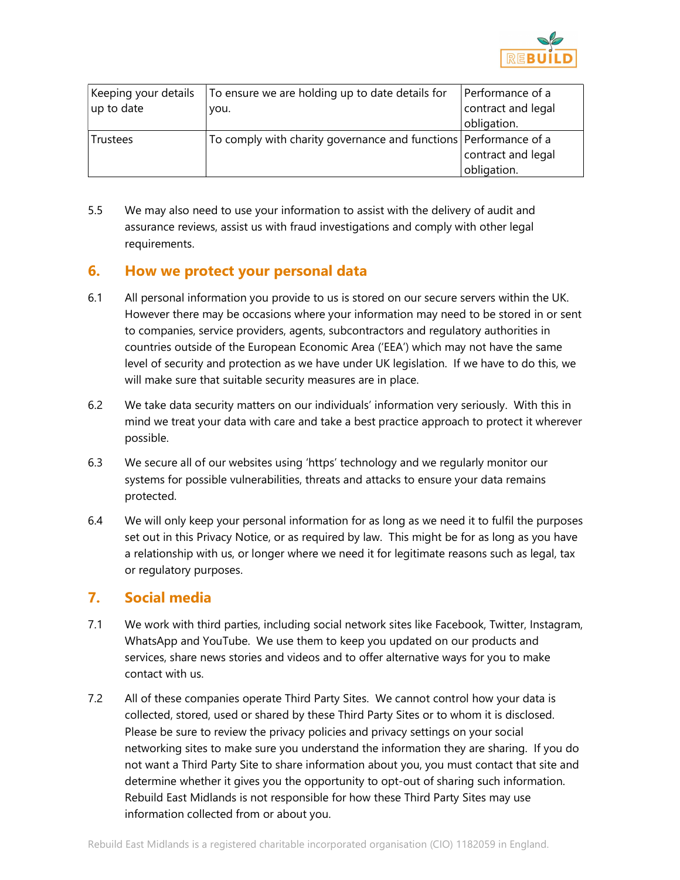| Keeping your details up to date | To ensure we are holding up to date details for you. | Performance of a contract and legal obligation. |
|---|---|---|
| Trustees | To comply with charity governance and functions | Performance of a contract and legal obligation. |

5.5 We may also need to use your information to assist with the delivery of audit and assurance reviews, assist us with fraud investigations and comply with other legal requirements.

## 6. How we protect your personal data

6.1 All personal information you provide to us is stored on our secure servers within the UK. However there may be occasions where your information may need to be stored in or sent to companies, service providers, agents, subcontractors and regulatory authorities in countries outside of the European Economic Area ('EEA') which may not have the same level of security and protection as we have under UK legislation. If we have to do this, we will make sure that suitable security measures are in place.

6.2 We take data security matters on our individuals' information very seriously. With this in mind we treat your data with care and take a best practice approach to protect it wherever possible.

6.3 We secure all of our websites using 'https' technology and we regularly monitor our systems for possible vulnerabilities, threats and attacks to ensure your data remains protected.

6.4 We will only keep your personal information for as long as we need it to fulfil the purposes set out in this Privacy Notice, or as required by law. This might be for as long as you have a relationship with us, or longer where we need it for legitimate reasons such as legal, tax or regulatory purposes.

## 7. Social media

7.1 We work with third parties, including social network sites like Facebook, Twitter, Instagram, WhatsApp and YouTube. We use them to keep you updated on our products and services, share news stories and videos and to offer alternative ways for you to make contact with us.

7.2 All of these companies operate Third Party Sites. We cannot control how your data is collected, stored, used or shared by these Third Party Sites or to whom it is disclosed. Please be sure to review the privacy policies and privacy settings on your social networking sites to make sure you understand the information they are sharing. If you do not want a Third Party Site to share information about you, you must contact that site and determine whether it gives you the opportunity to opt-out of sharing such information. Rebuild East Midlands is not responsible for how these Third Party Sites may use information collected from or about you.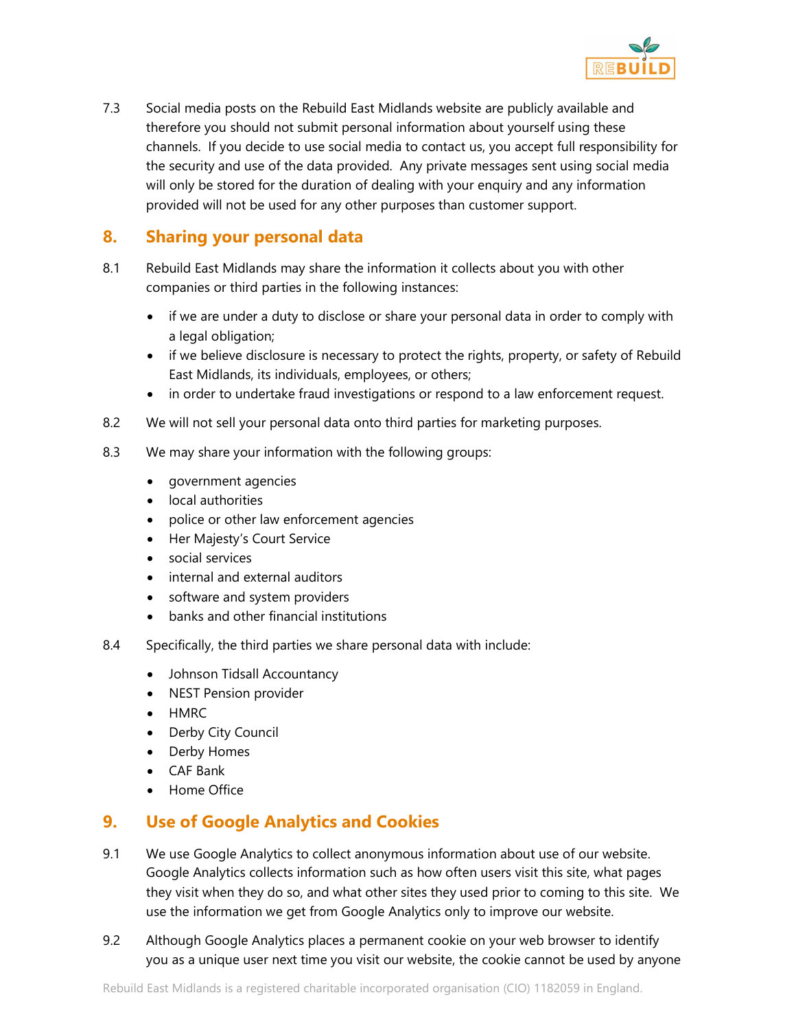7.3 Social media posts on the Rebuild East Midlands website are publicly available and therefore you should not submit personal information about yourself using these channels. If you decide to use social media to contact us, you accept full responsibility for the security and use of the data provided. Any private messages sent using social media will only be stored for the duration of dealing with your enquiry and any information provided will not be used for any other purposes than customer support.

## 8. Sharing your personal data

8.1 Rebuild East Midlands may share the information it collects about you with other companies or third parties in the following instances:

- if we are under a duty to disclose or share your personal data in order to comply with a legal obligation;
- if we believe disclosure is necessary to protect the rights, property, or safety of Rebuild East Midlands, its individuals, employees, or others;
- in order to undertake fraud investigations or respond to a law enforcement request.

8.2 We will not sell your personal data onto third parties for marketing purposes.

8.3 We may share your information with the following groups:

- government agencies
- local authorities
- police or other law enforcement agencies
- Her Majesty's Court Service
- social services
- internal and external auditors
- software and system providers
- banks and other financial institutions

8.4 Specifically, the third parties we share personal data with include:

- Johnson Tidsall Accountancy
- NEST Pension provider
- HMRC
- Derby City Council
- Derby Homes
- CAF Bank
- Home Office

## 9. Use of Google Analytics and Cookies

9.1 We use Google Analytics to collect anonymous information about use of our website. Google Analytics collects information such as how often users visit this site, what pages they visit when they do so, and what other sites they used prior to coming to this site. We use the information we get from Google Analytics only to improve our website.

9.2 Although Google Analytics places a permanent cookie on your web browser to identify you as a unique user next time you visit our website, the cookie cannot be used by anyone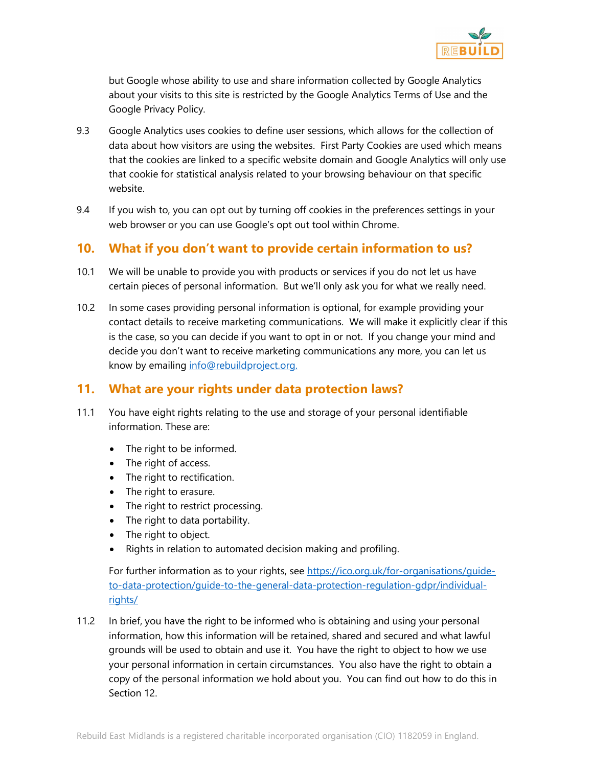but Google whose ability to use and share information collected by Google Analytics about your visits to this site is restricted by the Google Analytics Terms of Use and the Google Privacy Policy.

9.3 Google Analytics uses cookies to define user sessions, which allows for the collection of data about how visitors are using the websites. First Party Cookies are used which means that the cookies are linked to a specific website domain and Google Analytics will only use that cookie for statistical analysis related to your browsing behaviour on that specific website.

9.4 If you wish to, you can opt out by turning off cookies in the preferences settings in your web browser or you can use Google's opt out tool within Chrome.

## 10. What if you don't want to provide certain information to us?

10.1 We will be unable to provide you with products or services if you do not let us have certain pieces of personal information. But we'll only ask you for what we really need.

10.2 In some cases providing personal information is optional, for example providing your contact details to receive marketing communications. We will make it explicitly clear if this is the case, so you can decide if you want to opt in or not. If you change your mind and decide you don't want to receive marketing communications any more, you can let us know by emailing [info@rebuildproject.org.](mailto:info@rebuildproject.org)

## 11. What are your rights under data protection laws?

11.1 You have eight rights relating to the use and storage of your personal identifiable information. These are:

- The right to be informed.
- The right of access.
- The right to rectification.
- The right to erasure.
- The right to restrict processing.
- The right to data portability.
- The right to object.
- Rights in relation to automated decision making and profiling.

For further information as to your rights, see [https://ico.org.uk/for-organisations/guide-to-data-protection/guide-to-the-general-data-protection-regulation-gdpr/individual-rights/](https://ico.org.uk/for-organisations/guide-to-data-protection/guide-to-the-general-data-protection-regulation-gdpr/individual-rights/)

11.2 In brief, you have the right to be informed who is obtaining and using your personal information, how this information will be retained, shared and secured and what lawful grounds will be used to obtain and use it. You have the right to object to how we use your personal information in certain circumstances. You also have the right to obtain a copy of the personal information we hold about you. You can find out how to do this in Section 12.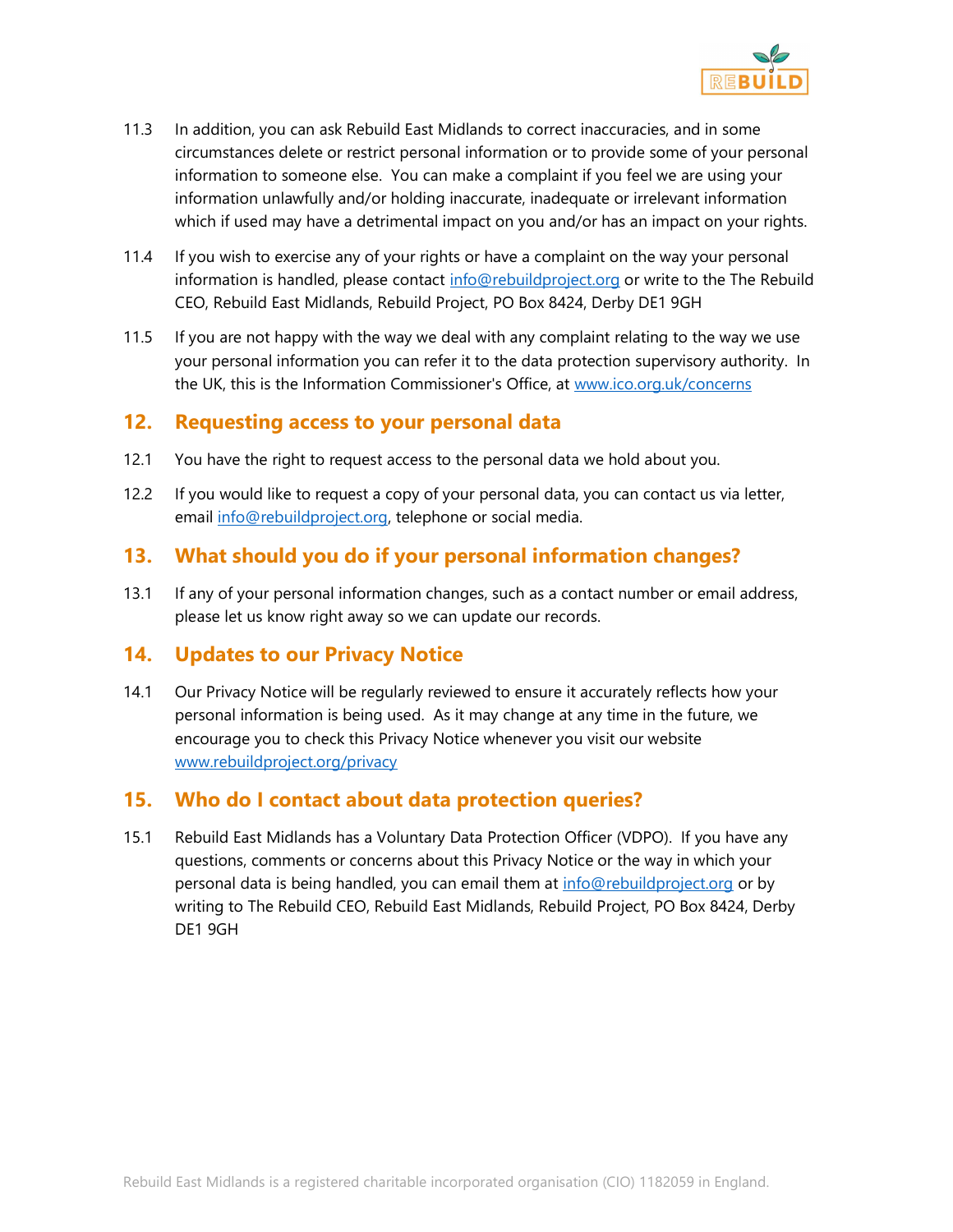11.3 In addition, you can ask Rebuild East Midlands to correct inaccuracies, and in some circumstances delete or restrict personal information or to provide some of your personal information to someone else. You can make a complaint if you feel we are using your information unlawfully and/or holding inaccurate, inadequate or irrelevant information which if used may have a detrimental impact on you and/or has an impact on your rights.

11.4 If you wish to exercise any of your rights or have a complaint on the way your personal information is handled, please contact info@rebuildproject.org or write to the The Rebuild CEO, Rebuild East Midlands, Rebuild Project, PO Box 8424, Derby DE1 9GH

11.5 If you are not happy with the way we deal with any complaint relating to the way we use your personal information you can refer it to the data protection supervisory authority. In the UK, this is the Information Commissioner's Office, at www.ico.org.uk/concerns

## 12. Requesting access to your personal data

12.1 You have the right to request access to the personal data we hold about you.

12.2 If you would like to request a copy of your personal data, you can contact us via letter, email info@rebuildproject.org, telephone or social media.

## 13. What should you do if your personal information changes?

13.1 If any of your personal information changes, such as a contact number or email address, please let us know right away so we can update our records.

## 14. Updates to our Privacy Notice

14.1 Our Privacy Notice will be regularly reviewed to ensure it accurately reflects how your personal information is being used. As it may change at any time in the future, we encourage you to check this Privacy Notice whenever you visit our website www.rebuildproject.org/privacy

## 15. Who do I contact about data protection queries?

15.1 Rebuild East Midlands has a Voluntary Data Protection Officer (VDPO). If you have any questions, comments or concerns about this Privacy Notice or the way in which your personal data is being handled, you can email them at info@rebuildproject.org or by writing to The Rebuild CEO, Rebuild East Midlands, Rebuild Project, PO Box 8424, Derby DE1 9GH